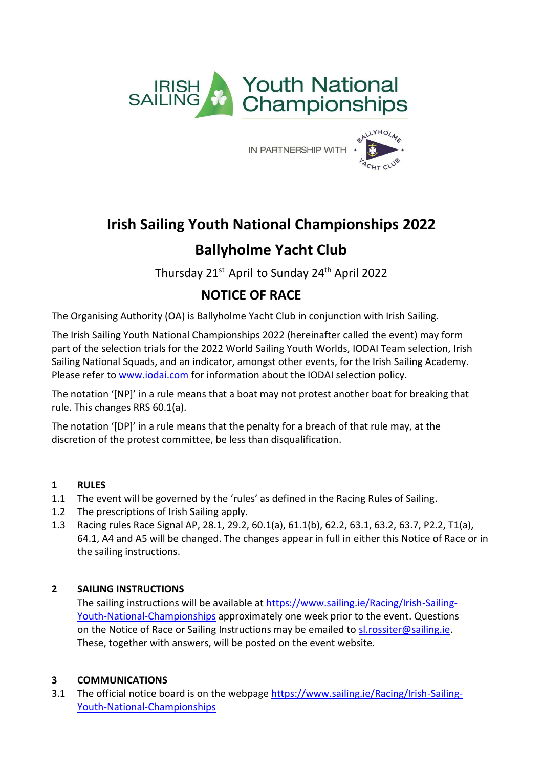IRISH SAILING Youth National Championships

IN PARTNERSHIP WITH BALLYHOLME YACHT CLUB

# Irish Sailing Youth National Championships 2022

## Ballyholme Yacht Club

Thursday 21st April to Sunday 24th April 2022

## NOTICE OF RACE

The Organising Authority (OA) is Ballyholme Yacht Club in conjunction with Irish Sailing.

The Irish Sailing Youth National Championships 2022 (hereinafter called the event) may form part of the selection trials for the 2022 World Sailing Youth Worlds, IODAI Team selection, Irish Sailing National Squads, and an indicator, amongst other events, for the Irish Sailing Academy. Please refer to www.iodai.com for information about the IODAI selection policy.

The notation '[NP]' in a rule means that a boat may not protest another boat for breaking that rule. This changes RRS 60.1(a).

The notation '[DP]' in a rule means that the penalty for a breach of that rule may, at the discretion of the protest committee, be less than disqualification.

### 1 RULES

1.1 The event will be governed by the 'rules' as defined in the Racing Rules of Sailing.

1.2 The prescriptions of Irish Sailing apply.

1.3 Racing rules Race Signal AP, 28.1, 29.2, 60.1(a), 61.1(b), 62.2, 63.1, 63.2, 63.7, P2.2, T1(a), 64.1, A4 and A5 will be changed. The changes appear in full in either this Notice of Race or in the sailing instructions.

### 2 SAILING INSTRUCTIONS

The sailing instructions will be available at https://www.sailing.ie/Racing/Irish-Sailing-Youth-National-Championships approximately one week prior to the event. Questions on the Notice of Race or Sailing Instructions may be emailed to sl.rossiter@sailing.ie. These, together with answers, will be posted on the event website.

### 3 COMMUNICATIONS

3.1 The official notice board is on the webpage https://www.sailing.ie/Racing/Irish-Sailing-Youth-National-Championships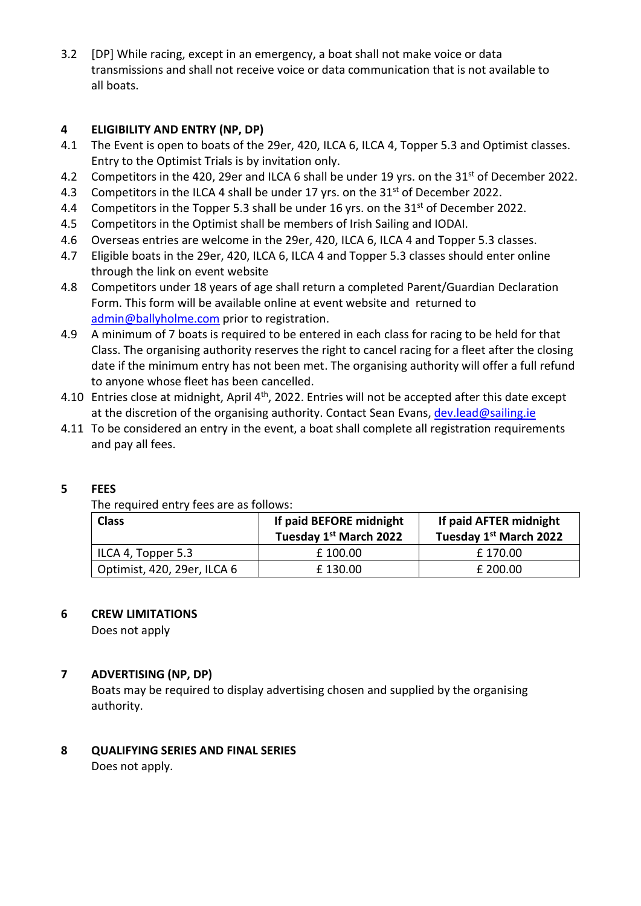3.2 [DP] While racing, except in an emergency, a boat shall not make voice or data transmissions and shall not receive voice or data communication that is not available to all boats.

## 4 ELIGIBILITY AND ENTRY (NP, DP)

4.1 The Event is open to boats of the 29er, 420, ILCA 6, ILCA 4, Topper 5.3 and Optimist classes. Entry to the Optimist Trials is by invitation only.

4.2 Competitors in the 420, 29er and ILCA 6 shall be under 19 yrs. on the 31st of December 2022.

4.3 Competitors in the ILCA 4 shall be under 17 yrs. on the 31st of December 2022.

4.4 Competitors in the Topper 5.3 shall be under 16 yrs. on the 31st of December 2022.

4.5 Competitors in the Optimist shall be members of Irish Sailing and IODAI.

4.6 Overseas entries are welcome in the 29er, 420, ILCA 6, ILCA 4 and Topper 5.3 classes.

4.7 Eligible boats in the 29er, 420, ILCA 6, ILCA 4 and Topper 5.3 classes should enter online through the link on event website

4.8 Competitors under 18 years of age shall return a completed Parent/Guardian Declaration Form. This form will be available online at event website and returned to admin@ballyholme.com prior to registration.

4.9 A minimum of 7 boats is required to be entered in each class for racing to be held for that Class. The organising authority reserves the right to cancel racing for a fleet after the closing date if the minimum entry has not been met. The organising authority will offer a full refund to anyone whose fleet has been cancelled.

4.10 Entries close at midnight, April 4th, 2022. Entries will not be accepted after this date except at the discretion of the organising authority. Contact Sean Evans, dev.lead@sailing.ie

4.11 To be considered an entry in the event, a boat shall complete all registration requirements and pay all fees.

## 5 FEES

The required entry fees are as follows:

| Class | If paid BEFORE midnight Tuesday 1st March 2022 | If paid AFTER midnight Tuesday 1st March 2022 |
|---|---|---|
| ILCA 4, Topper 5.3 | £ 100.00 | £ 170.00 |
| Optimist, 420, 29er, ILCA 6 | £ 130.00 | £ 200.00 |

## 6 CREW LIMITATIONS

Does not apply

## 7 ADVERTISING (NP, DP)

Boats may be required to display advertising chosen and supplied by the organising authority.

## 8 QUALIFYING SERIES AND FINAL SERIES

Does not apply.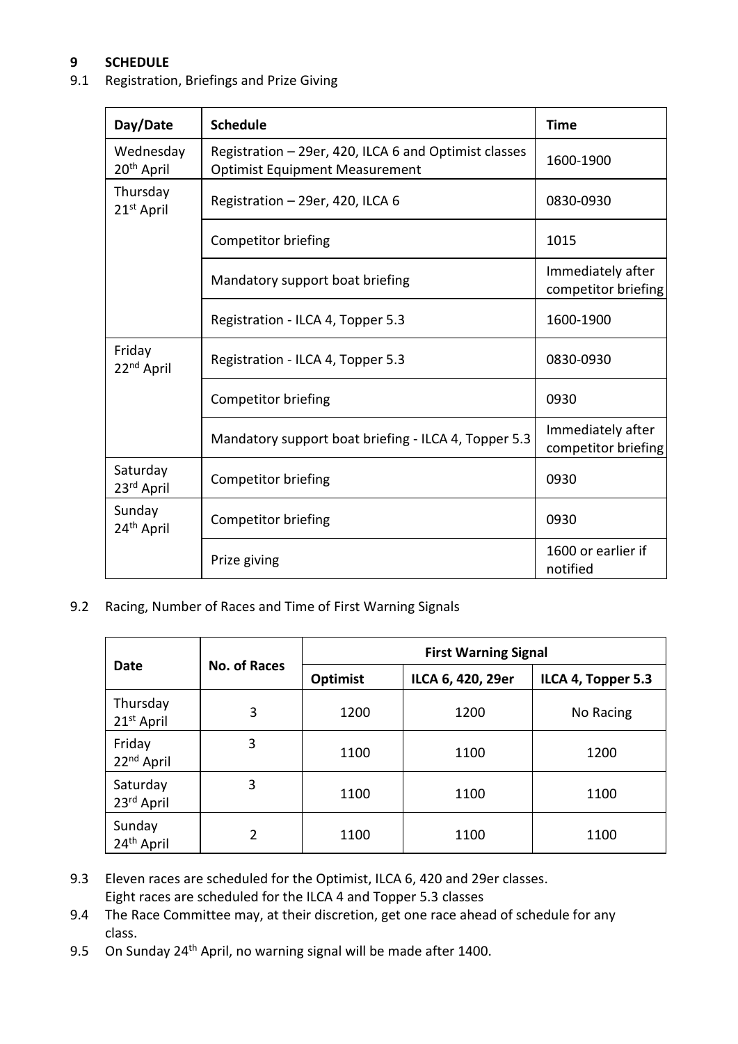# 9 SCHEDULE

9.1 Registration, Briefings and Prize Giving

| Day/Date | Schedule | Time |
|---|---|---|
| Wednesday 20th April | Registration – 29er, 420, ILCA 6 and Optimist classes<br>Optimist Equipment Measurement | 1600-1900 |
| Thursday 21st April | Registration – 29er, 420, ILCA 6 | 0830-0930 |
| | Competitor briefing | 1015 |
| | Mandatory support boat briefing | Immediately after competitor briefing |
| | Registration - ILCA 4, Topper 5.3 | 1600-1900 |
| Friday 22nd April | Registration - ILCA 4, Topper 5.3 | 0830-0930 |
| | Competitor briefing | 0930 |
| | Mandatory support boat briefing - ILCA 4, Topper 5.3 | Immediately after competitor briefing |
| Saturday 23rd April | Competitor briefing | 0930 |
| Sunday 24th April | Competitor briefing | 0930 |
| | Prize giving | 1600 or earlier if notified |

9.2 Racing, Number of Races and Time of First Warning Signals

| Date | No. of Races | First Warning Signal | | |
|---|---|---|---|---|
| | | Optimist | ILCA 6, 420, 29er | ILCA 4, Topper 5.3 |
| Thursday 21st April | 3 | 1200 | 1200 | No Racing |
| Friday 22nd April | 3 | 1100 | 1100 | 1200 |
| Saturday 23rd April | 3 | 1100 | 1100 | 1100 |
| Sunday 24th April | 2 | 1100 | 1100 | 1100 |

9.3 Eleven races are scheduled for the Optimist, ILCA 6, 420 and 29er classes.
Eight races are scheduled for the ILCA 4 and Topper 5.3 classes

9.4 The Race Committee may, at their discretion, get one race ahead of schedule for any class.

9.5 On Sunday 24th April, no warning signal will be made after 1400.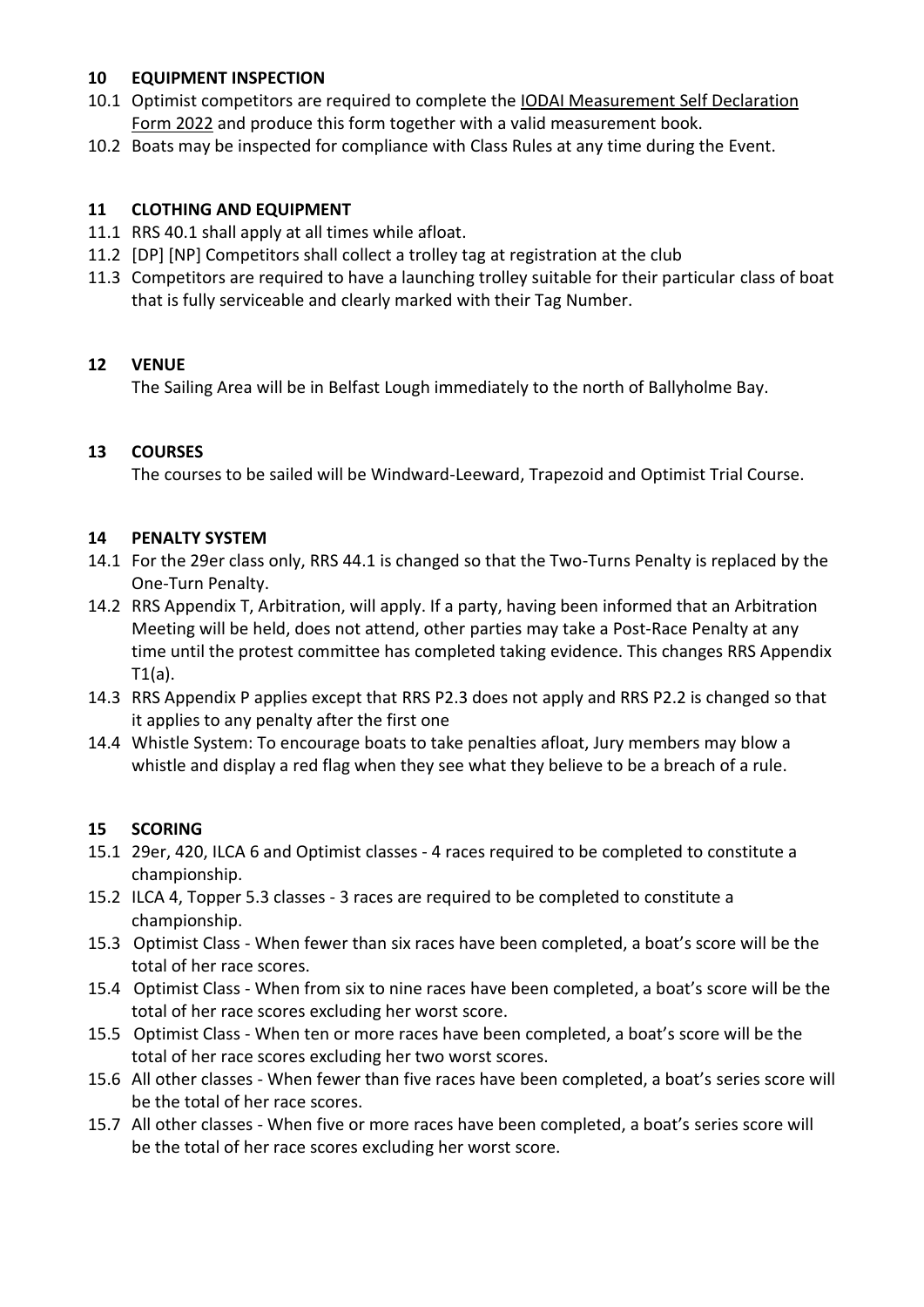## 10 EQUIPMENT INSPECTION

10.1 Optimist competitors are required to complete the IODAI Measurement Self Declaration Form 2022 and produce this form together with a valid measurement book.

10.2 Boats may be inspected for compliance with Class Rules at any time during the Event.

## 11 CLOTHING AND EQUIPMENT

11.1 RRS 40.1 shall apply at all times while afloat.

11.2 [DP] [NP] Competitors shall collect a trolley tag at registration at the club

11.3 Competitors are required to have a launching trolley suitable for their particular class of boat that is fully serviceable and clearly marked with their Tag Number.

## 12 VENUE

The Sailing Area will be in Belfast Lough immediately to the north of Ballyholme Bay.

## 13 COURSES

The courses to be sailed will be Windward-Leeward, Trapezoid and Optimist Trial Course.

## 14 PENALTY SYSTEM

14.1 For the 29er class only, RRS 44.1 is changed so that the Two-Turns Penalty is replaced by the One-Turn Penalty.

14.2 RRS Appendix T, Arbitration, will apply. If a party, having been informed that an Arbitration Meeting will be held, does not attend, other parties may take a Post-Race Penalty at any time until the protest committee has completed taking evidence. This changes RRS Appendix T1(a).

14.3 RRS Appendix P applies except that RRS P2.3 does not apply and RRS P2.2 is changed so that it applies to any penalty after the first one

14.4 Whistle System: To encourage boats to take penalties afloat, Jury members may blow a whistle and display a red flag when they see what they believe to be a breach of a rule.

## 15 SCORING

15.1 29er, 420, ILCA 6 and Optimist classes - 4 races required to be completed to constitute a championship.

15.2 ILCA 4, Topper 5.3 classes - 3 races are required to be completed to constitute a championship.

15.3 Optimist Class - When fewer than six races have been completed, a boat's score will be the total of her race scores.

15.4 Optimist Class - When from six to nine races have been completed, a boat's score will be the total of her race scores excluding her worst score.

15.5 Optimist Class - When ten or more races have been completed, a boat's score will be the total of her race scores excluding her two worst scores.

15.6 All other classes - When fewer than five races have been completed, a boat's series score will be the total of her race scores.

15.7 All other classes - When five or more races have been completed, a boat's series score will be the total of her race scores excluding her worst score.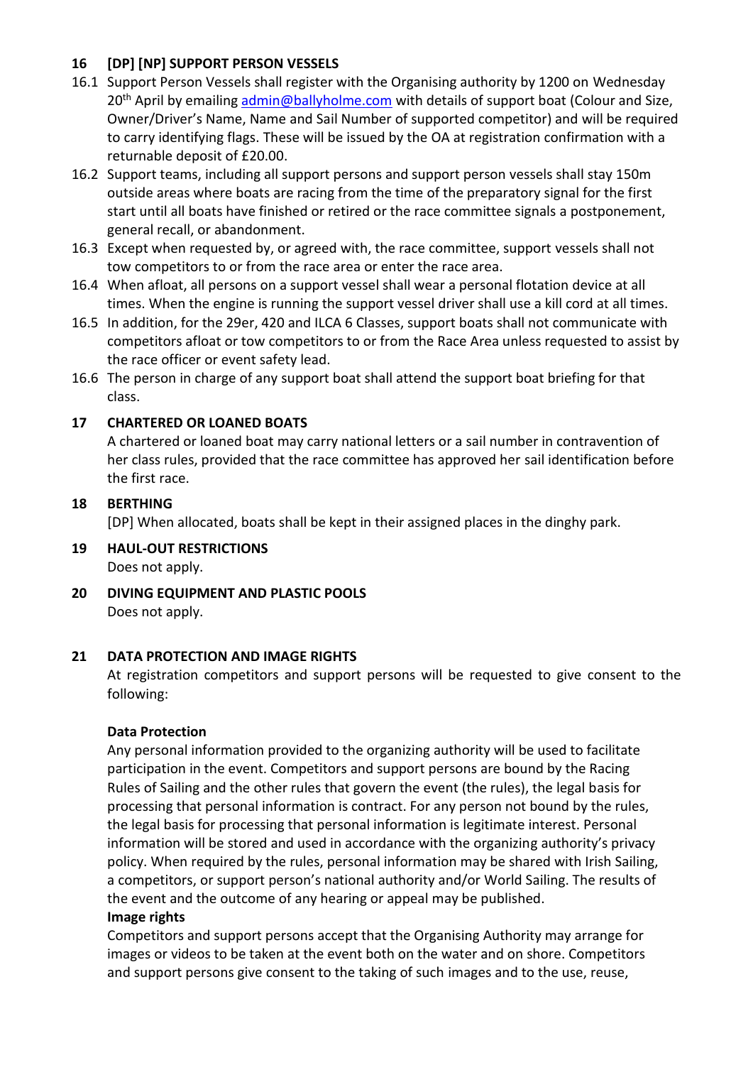## 16 [DP] [NP] SUPPORT PERSON VESSELS

16.1 Support Person Vessels shall register with the Organising authority by 1200 on Wednesday 20th April by emailing admin@ballyholme.com with details of support boat (Colour and Size, Owner/Driver's Name, Name and Sail Number of supported competitor) and will be required to carry identifying flags. These will be issued by the OA at registration confirmation with a returnable deposit of £20.00.

16.2 Support teams, including all support persons and support person vessels shall stay 150m outside areas where boats are racing from the time of the preparatory signal for the first start until all boats have finished or retired or the race committee signals a postponement, general recall, or abandonment.

16.3 Except when requested by, or agreed with, the race committee, support vessels shall not tow competitors to or from the race area or enter the race area.

16.4 When afloat, all persons on a support vessel shall wear a personal flotation device at all times. When the engine is running the support vessel driver shall use a kill cord at all times.

16.5 In addition, for the 29er, 420 and ILCA 6 Classes, support boats shall not communicate with competitors afloat or tow competitors to or from the Race Area unless requested to assist by the race officer or event safety lead.

16.6 The person in charge of any support boat shall attend the support boat briefing for that class.

## 17 CHARTERED OR LOANED BOATS

A chartered or loaned boat may carry national letters or a sail number in contravention of her class rules, provided that the race committee has approved her sail identification before the first race.

## 18 BERTHING

[DP] When allocated, boats shall be kept in their assigned places in the dinghy park.

## 19 HAUL-OUT RESTRICTIONS

Does not apply.

## 20 DIVING EQUIPMENT AND PLASTIC POOLS

Does not apply.

## 21 DATA PROTECTION AND IMAGE RIGHTS

At registration competitors and support persons will be requested to give consent to the following:

**Data Protection**

Any personal information provided to the organizing authority will be used to facilitate participation in the event. Competitors and support persons are bound by the Racing Rules of Sailing and the other rules that govern the event (the rules), the legal basis for processing that personal information is contract. For any person not bound by the rules, the legal basis for processing that personal information is legitimate interest. Personal information will be stored and used in accordance with the organizing authority's privacy policy. When required by the rules, personal information may be shared with Irish Sailing, a competitors, or support person's national authority and/or World Sailing. The results of the event and the outcome of any hearing or appeal may be published.

**Image rights**

Competitors and support persons accept that the Organising Authority may arrange for images or videos to be taken at the event both on the water and on shore. Competitors and support persons give consent to the taking of such images and to the use, reuse,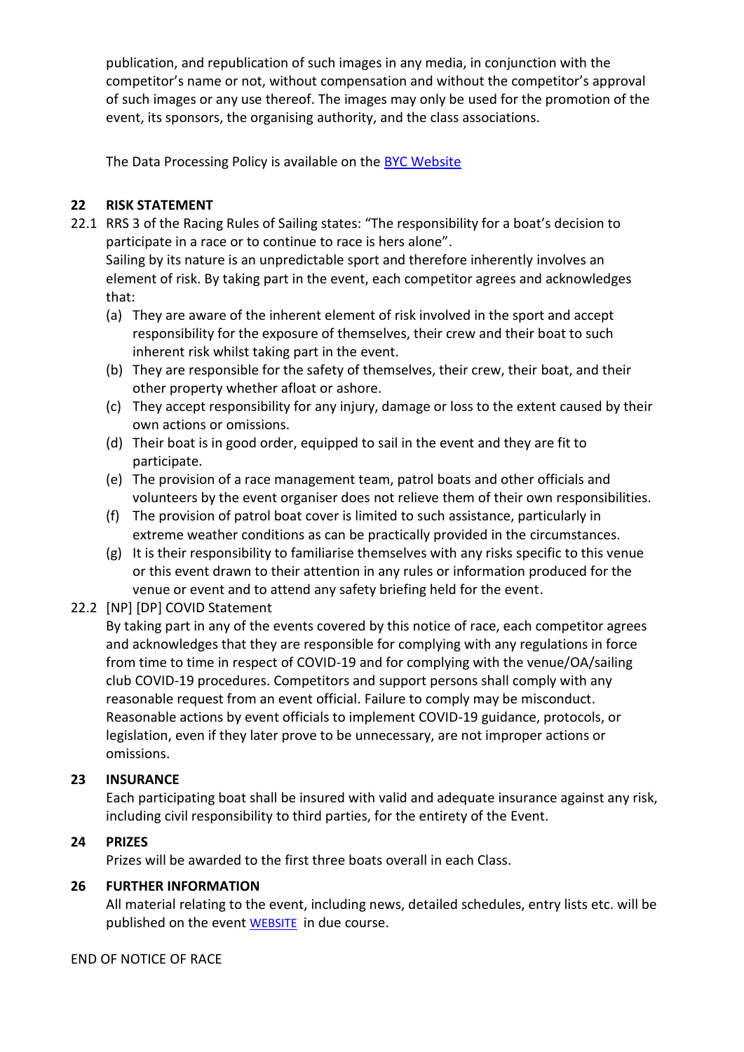publication, and republication of such images in any media, in conjunction with the competitor's name or not, without compensation and without the competitor's approval of such images or any use thereof. The images may only be used for the promotion of the event, its sponsors, the organising authority, and the class associations.

The Data Processing Policy is available on the [BYC Website]

## 22 RISK STATEMENT

22.1 RRS 3 of the Racing Rules of Sailing states: "The responsibility for a boat's decision to participate in a race or to continue to race is hers alone".
Sailing by its nature is an unpredictable sport and therefore inherently involves an element of risk. By taking part in the event, each competitor agrees and acknowledges that:

(a) They are aware of the inherent element of risk involved in the sport and accept responsibility for the exposure of themselves, their crew and their boat to such inherent risk whilst taking part in the event.
(b) They are responsible for the safety of themselves, their crew, their boat, and their other property whether afloat or ashore.
(c) They accept responsibility for any injury, damage or loss to the extent caused by their own actions or omissions.
(d) Their boat is in good order, equipped to sail in the event and they are fit to participate.
(e) The provision of a race management team, patrol boats and other officials and volunteers by the event organiser does not relieve them of their own responsibilities.
(f) The provision of patrol boat cover is limited to such assistance, particularly in extreme weather conditions as can be practically provided in the circumstances.
(g) It is their responsibility to familiarise themselves with any risks specific to this venue or this event drawn to their attention in any rules or information produced for the venue or event and to attend any safety briefing held for the event.

22.2 [NP] [DP] COVID Statement
By taking part in any of the events covered by this notice of race, each competitor agrees and acknowledges that they are responsible for complying with any regulations in force from time to time in respect of COVID-19 and for complying with the venue/OA/sailing club COVID-19 procedures. Competitors and support persons shall comply with any reasonable request from an event official. Failure to comply may be misconduct. Reasonable actions by event officials to implement COVID-19 guidance, protocols, or legislation, even if they later prove to be unnecessary, are not improper actions or omissions.

## 23 INSURANCE

Each participating boat shall be insured with valid and adequate insurance against any risk, including civil responsibility to third parties, for the entirety of the Event.

## 24 PRIZES

Prizes will be awarded to the first three boats overall in each Class.

## 26 FURTHER INFORMATION

All material relating to the event, including news, detailed schedules, entry lists etc. will be published on the event [WEBSITE] in due course.

END OF NOTICE OF RACE